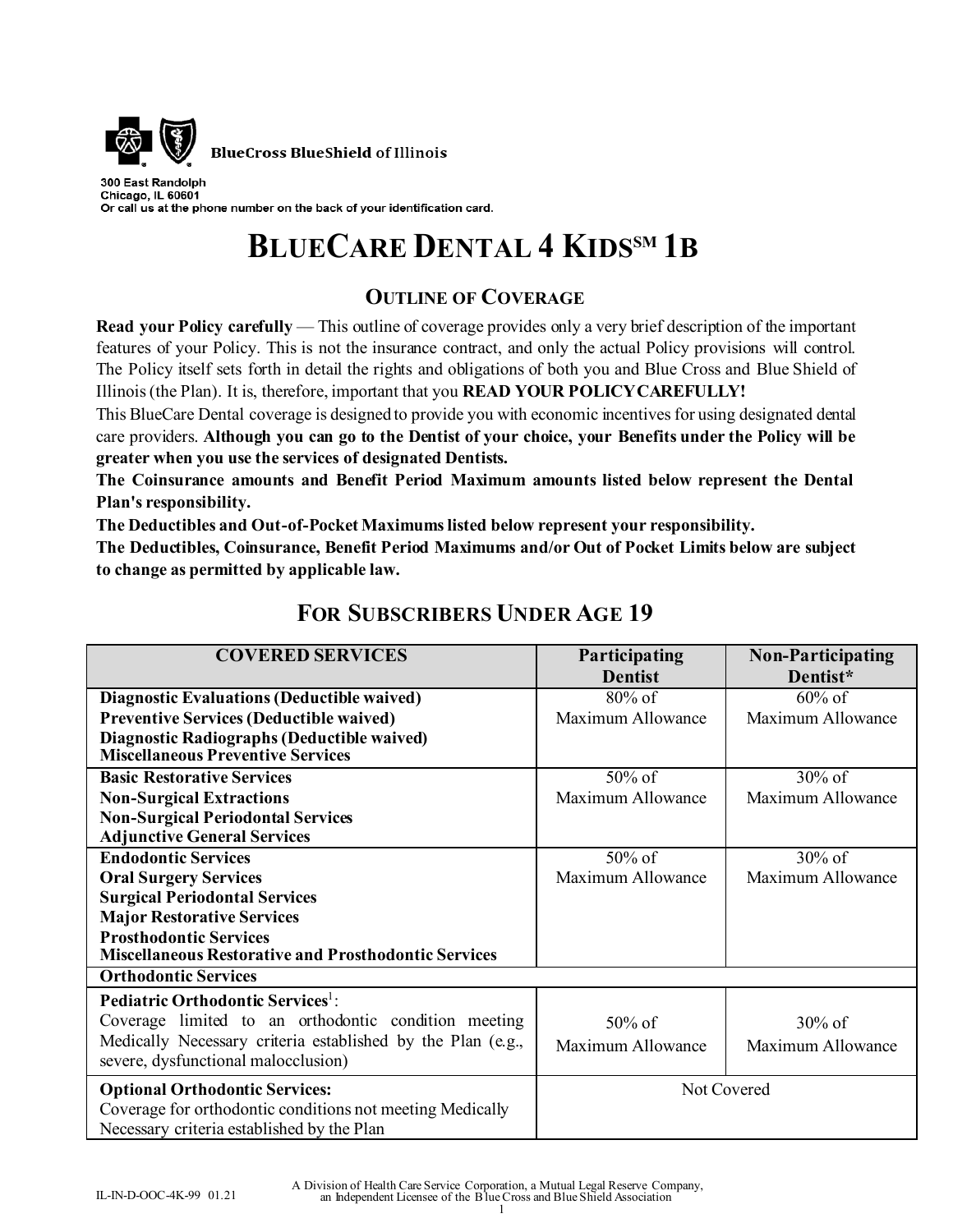BlueCross BlueShield of Illinois

300 East Randolph
Chicago, IL 60601
Or call us at the phone number on the back of your identification card.

# BLUECARE DENTAL 4 KIDS[SM] 1B

## OUTLINE OF COVERAGE

**Read your Policy carefully** — This outline of coverage provides only a very brief description of the important features of your Policy. This is not the insurance contract, and only the actual Policy provisions will control. The Policy itself sets forth in detail the rights and obligations of both you and Blue Cross and Blue Shield of Illinois (the Plan). It is, therefore, important that you **READ YOUR POLICY CAREFULLY!**

This BlueCare Dental coverage is designed to provide you with economic incentives for using designated dental care providers. **Although you can go to the Dentist of your choice, your Benefits under the Policy will be greater when you use the services of designated Dentists.**

**The Coinsurance amounts and Benefit Period Maximum amounts listed below represent the Dental Plan's responsibility.**

**The Deductibles and Out-of-Pocket Maximums listed below represent your responsibility.**

**The Deductibles, Coinsurance, Benefit Period Maximums and/or Out of Pocket Limits below are subject to change as permitted by applicable law.**

## FOR SUBSCRIBERS UNDER AGE 19

| COVERED SERVICES | Participating Dentist | Non-Participating Dentist* |
|---|---|---|
| **Diagnostic Evaluations (Deductible waived)**<br>**Preventive Services (Deductible waived)**<br>**Diagnostic Radiographs (Deductible waived)**<br>**Miscellaneous Preventive Services** | 80% of Maximum Allowance | 60% of Maximum Allowance |
| **Basic Restorative Services**<br>**Non-Surgical Extractions**<br>**Non-Surgical Periodontal Services**<br>**Adjunctive General Services** | 50% of Maximum Allowance | 30% of Maximum Allowance |
| **Endodontic Services**<br>**Oral Surgery Services**<br>**Surgical Periodontal Services**<br>**Major Restorative Services**<br>**Prosthodontic Services**<br>**Miscellaneous Restorative and Prosthodontic Services** | 50% of Maximum Allowance | 30% of Maximum Allowance |
| **Orthodontic Services** | | |
| **Pediatric Orthodontic Services**[1]:<br>Coverage limited to an orthodontic condition meeting Medically Necessary criteria established by the Plan (e.g., severe, dysfunctional malocclusion) | 50% of Maximum Allowance | 30% of Maximum Allowance |
| **Optional Orthodontic Services:**<br>Coverage for orthodontic conditions not meeting Medically Necessary criteria established by the Plan | Not Covered | |

IL-IN-D-OOC-4K-99 01.21

A Division of Health Care Service Corporation, a Mutual Legal Reserve Company, an Independent Licensee of the Blue Cross and Blue Shield Association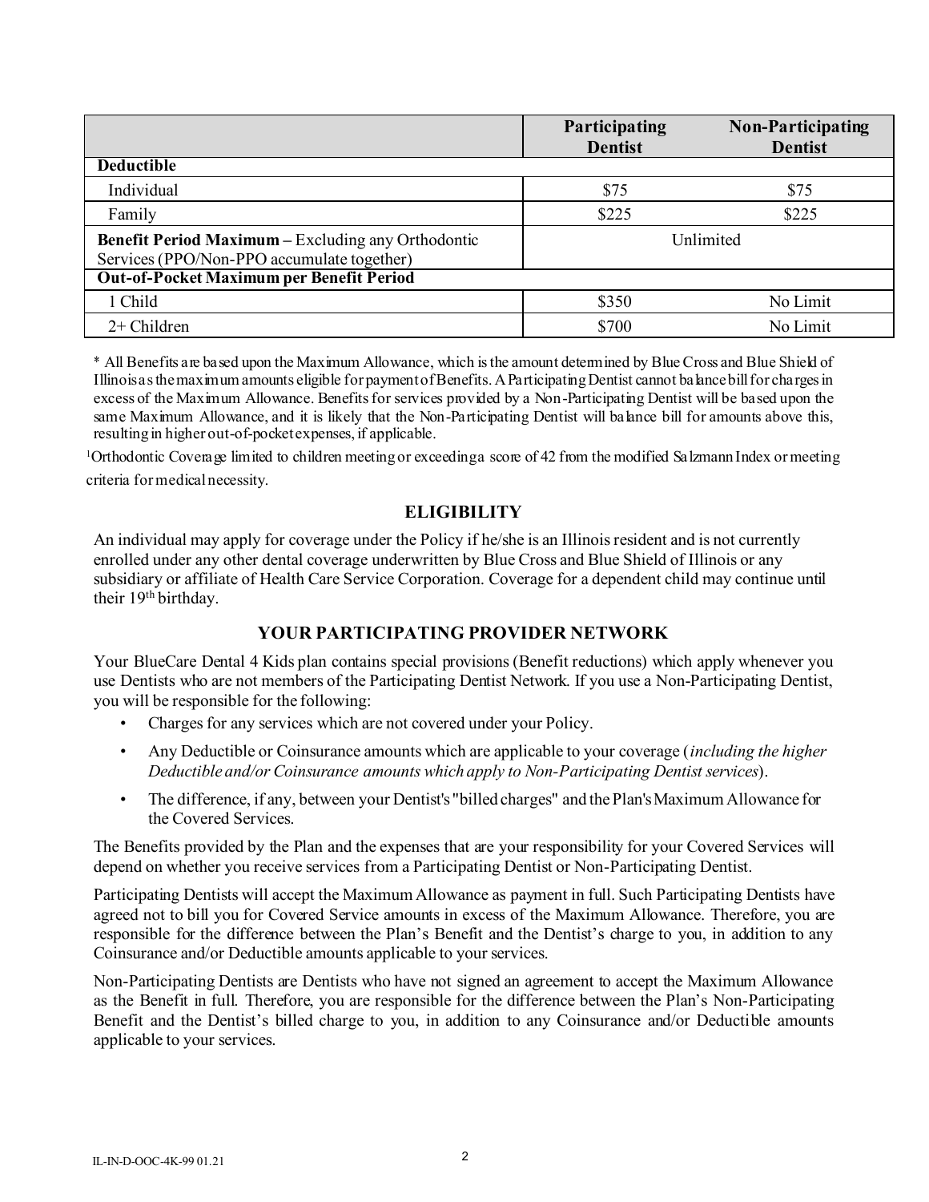| | Participating Dentist | Non-Participating Dentist |
|---|---|---|
| **Deductible** | | |
| Individual | $75 | $75 |
| Family | $225 | $225 |
| **Benefit Period Maximum** – Excluding any Orthodontic Services (PPO/Non-PPO accumulate together) | Unlimited | |
| **Out-of-Pocket Maximum per Benefit Period** | | |
| 1 Child | $350 | No Limit |
| 2+ Children | $700 | No Limit |

* All Benefits are based upon the Maximum Allowance, which is the amount determined by Blue Cross and Blue Shield of Illinois as the maximum amounts eligible for payment of Benefits. A Participating Dentist cannot balance bill for charges in excess of the Maximum Allowance. Benefits for services provided by a Non-Participating Dentist will be based upon the same Maximum Allowance, and it is likely that the Non-Participating Dentist will balance bill for amounts above this, resulting in higher out-of-pocket expenses, if applicable.

[1]Orthodontic Coverage limited to children meeting or exceeding a score of 42 from the modified Salzmann Index or meeting criteria for medical necessity.

## ELIGIBILITY

An individual may apply for coverage under the Policy if he/she is an Illinois resident and is not currently enrolled under any other dental coverage underwritten by Blue Cross and Blue Shield of Illinois or any subsidiary or affiliate of Health Care Service Corporation. Coverage for a dependent child may continue until their 19th birthday.

## YOUR PARTICIPATING PROVIDER NETWORK

Your BlueCare Dental 4 Kids plan contains special provisions (Benefit reductions) which apply whenever you use Dentists who are not members of the Participating Dentist Network. If you use a Non-Participating Dentist, you will be responsible for the following:

- Charges for any services which are not covered under your Policy.
- Any Deductible or Coinsurance amounts which are applicable to your coverage (*including the higher Deductible and/or Coinsurance amounts which apply to Non-Participating Dentist services*).
- The difference, if any, between your Dentist's "billed charges" and the Plan's Maximum Allowance for the Covered Services.

The Benefits provided by the Plan and the expenses that are your responsibility for your Covered Services will depend on whether you receive services from a Participating Dentist or Non-Participating Dentist.

Participating Dentists will accept the Maximum Allowance as payment in full. Such Participating Dentists have agreed not to bill you for Covered Service amounts in excess of the Maximum Allowance. Therefore, you are responsible for the difference between the Plan's Benefit and the Dentist's charge to you, in addition to any Coinsurance and/or Deductible amounts applicable to your services.

Non-Participating Dentists are Dentists who have not signed an agreement to accept the Maximum Allowance as the Benefit in full. Therefore, you are responsible for the difference between the Plan's Non-Participating Benefit and the Dentist's billed charge to you, in addition to any Coinsurance and/or Deductible amounts applicable to your services.

IL-IN-D-OOC-4K-99 01.21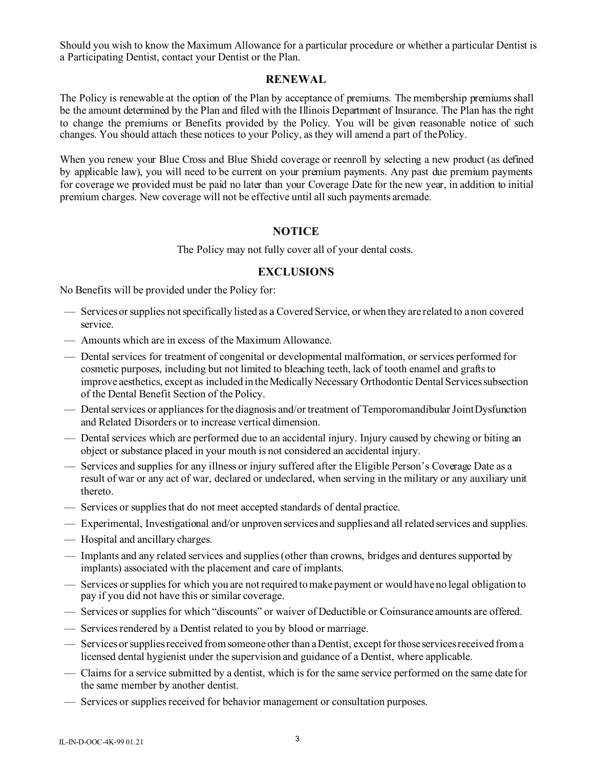Should you wish to know the Maximum Allowance for a particular procedure or whether a particular Dentist is a Participating Dentist, contact your Dentist or the Plan.

## RENEWAL

The Policy is renewable at the option of the Plan by acceptance of premiums. The membership premiums shall be the amount determined by the Plan and filed with the Illinois Department of Insurance. The Plan has the right to change the premiums or Benefits provided by the Policy. You will be given reasonable notice of such changes. You should attach these notices to your Policy, as they will amend a part of the Policy.

When you renew your Blue Cross and Blue Shield coverage or reenroll by selecting a new product (as defined by applicable law), you will need to be current on your premium payments. Any past due premium payments for coverage we provided must be paid no later than your Coverage Date for the new year, in addition to initial premium charges. New coverage will not be effective until all such payments are made.

## NOTICE

The Policy may not fully cover all of your dental costs.

## EXCLUSIONS

No Benefits will be provided under the Policy for:

- Services or supplies not specifically listed as a Covered Service, or when they are related to a non covered service.
- Amounts which are in excess of the Maximum Allowance.
- Dental services for treatment of congenital or developmental malformation, or services performed for cosmetic purposes, including but not limited to bleaching teeth, lack of tooth enamel and grafts to improve aesthetics, except as included in the Medically Necessary Orthodontic Dental Services subsection of the Dental Benefit Section of the Policy.
- Dental services or appliances for the diagnosis and/or treatment of Temporomandibular Joint Dysfunction and Related Disorders or to increase vertical dimension.
- Dental services which are performed due to an accidental injury. Injury caused by chewing or biting an object or substance placed in your mouth is not considered an accidental injury.
- Services and supplies for any illness or injury suffered after the Eligible Person's Coverage Date as a result of war or any act of war, declared or undeclared, when serving in the military or any auxiliary unit thereto.
- Services or supplies that do not meet accepted standards of dental practice.
- Experimental, Investigational and/or unproven services and supplies and all related services and supplies.
- Hospital and ancillary charges.
- Implants and any related services and supplies (other than crowns, bridges and dentures supported by implants) associated with the placement and care of implants.
- Services or supplies for which you are not required to make payment or would have no legal obligation to pay if you did not have this or similar coverage.
- Services or supplies for which "discounts" or waiver of Deductible or Coinsurance amounts are offered.
- Services rendered by a Dentist related to you by blood or marriage.
- Services or supplies received from someone other than a Dentist, except for those services received from a licensed dental hygienist under the supervision and guidance of a Dentist, where applicable.
- Claims for a service submitted by a dentist, which is for the same service performed on the same date for the same member by another dentist.
- Services or supplies received for behavior management or consultation purposes.

IL-IN-D-OOC-4K-99 01.21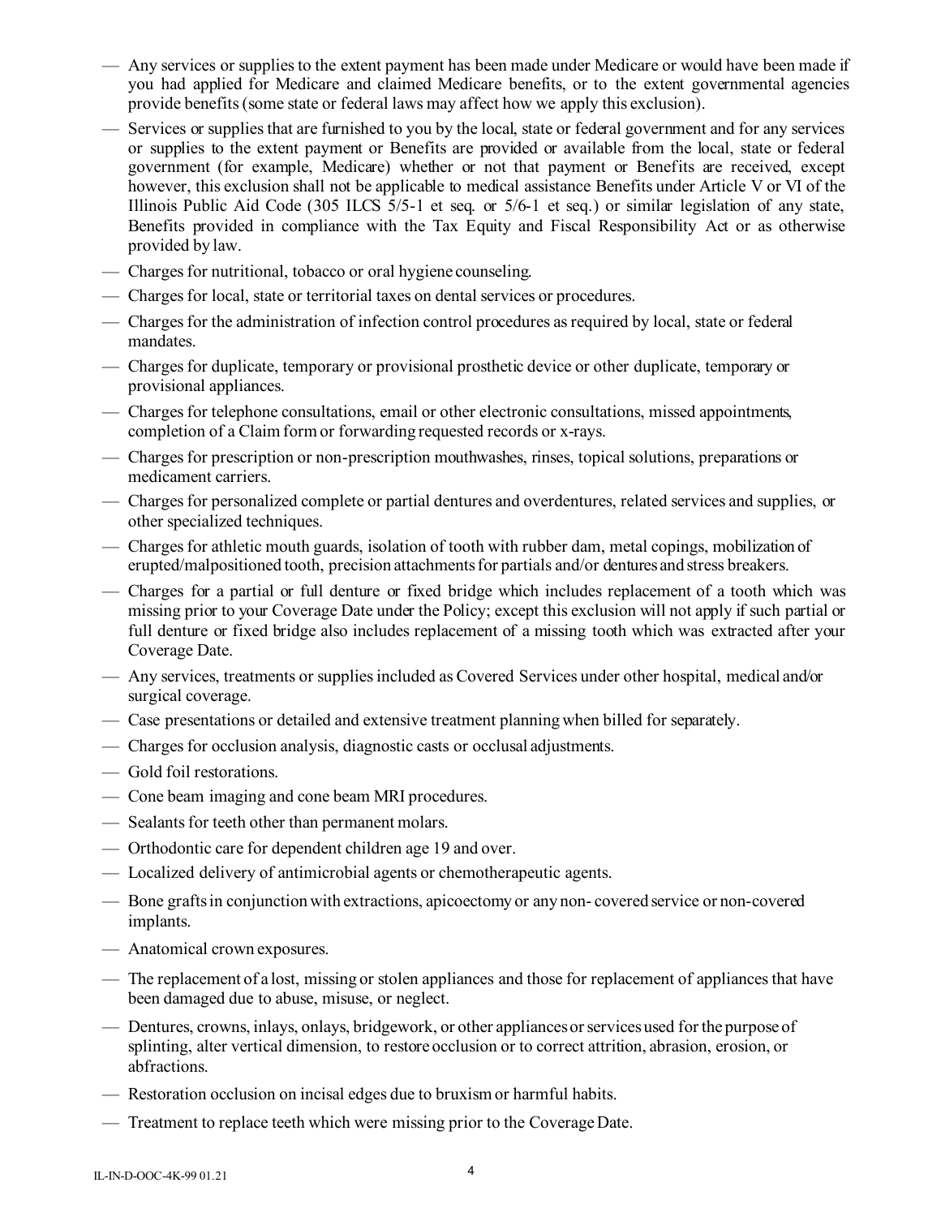- Any services or supplies to the extent payment has been made under Medicare or would have been made if you had applied for Medicare and claimed Medicare benefits, or to the extent governmental agencies provide benefits (some state or federal laws may affect how we apply this exclusion).
- Services or supplies that are furnished to you by the local, state or federal government and for any services or supplies to the extent payment or Benefits are provided or available from the local, state or federal government (for example, Medicare) whether or not that payment or Benefits are received, except however, this exclusion shall not be applicable to medical assistance Benefits under Article V or VI of the Illinois Public Aid Code (305 ILCS 5/5-1 et seq. or 5/6-1 et seq.) or similar legislation of any state, Benefits provided in compliance with the Tax Equity and Fiscal Responsibility Act or as otherwise provided by law.
- Charges for nutritional, tobacco or oral hygiene counseling.
- Charges for local, state or territorial taxes on dental services or procedures.
- Charges for the administration of infection control procedures as required by local, state or federal mandates.
- Charges for duplicate, temporary or provisional prosthetic device or other duplicate, temporary or provisional appliances.
- Charges for telephone consultations, email or other electronic consultations, missed appointments, completion of a Claim form or forwarding requested records or x-rays.
- Charges for prescription or non-prescription mouthwashes, rinses, topical solutions, preparations or medicament carriers.
- Charges for personalized complete or partial dentures and overdentures, related services and supplies, or other specialized techniques.
- Charges for athletic mouth guards, isolation of tooth with rubber dam, metal copings, mobilization of erupted/malpositioned tooth, precision attachments for partials and/or dentures and stress breakers.
- Charges for a partial or full denture or fixed bridge which includes replacement of a tooth which was missing prior to your Coverage Date under the Policy; except this exclusion will not apply if such partial or full denture or fixed bridge also includes replacement of a missing tooth which was extracted after your Coverage Date.
- Any services, treatments or supplies included as Covered Services under other hospital, medical and/or surgical coverage.
- Case presentations or detailed and extensive treatment planning when billed for separately.
- Charges for occlusion analysis, diagnostic casts or occlusal adjustments.
- Gold foil restorations.
- Cone beam imaging and cone beam MRI procedures.
- Sealants for teeth other than permanent molars.
- Orthodontic care for dependent children age 19 and over.
- Localized delivery of antimicrobial agents or chemotherapeutic agents.
- Bone grafts in conjunction with extractions, apicoectomy or any non- covered service or non-covered implants.
- Anatomical crown exposures.
- The replacement of a lost, missing or stolen appliances and those for replacement of appliances that have been damaged due to abuse, misuse, or neglect.
- Dentures, crowns, inlays, onlays, bridgework, or other appliances or services used for the purpose of splinting, alter vertical dimension, to restore occlusion or to correct attrition, abrasion, erosion, or abfractions.
- Restoration occlusion on incisal edges due to bruxism or harmful habits.
- Treatment to replace teeth which were missing prior to the Coverage Date.

IL-IN-D-OOC-4K-99 01.21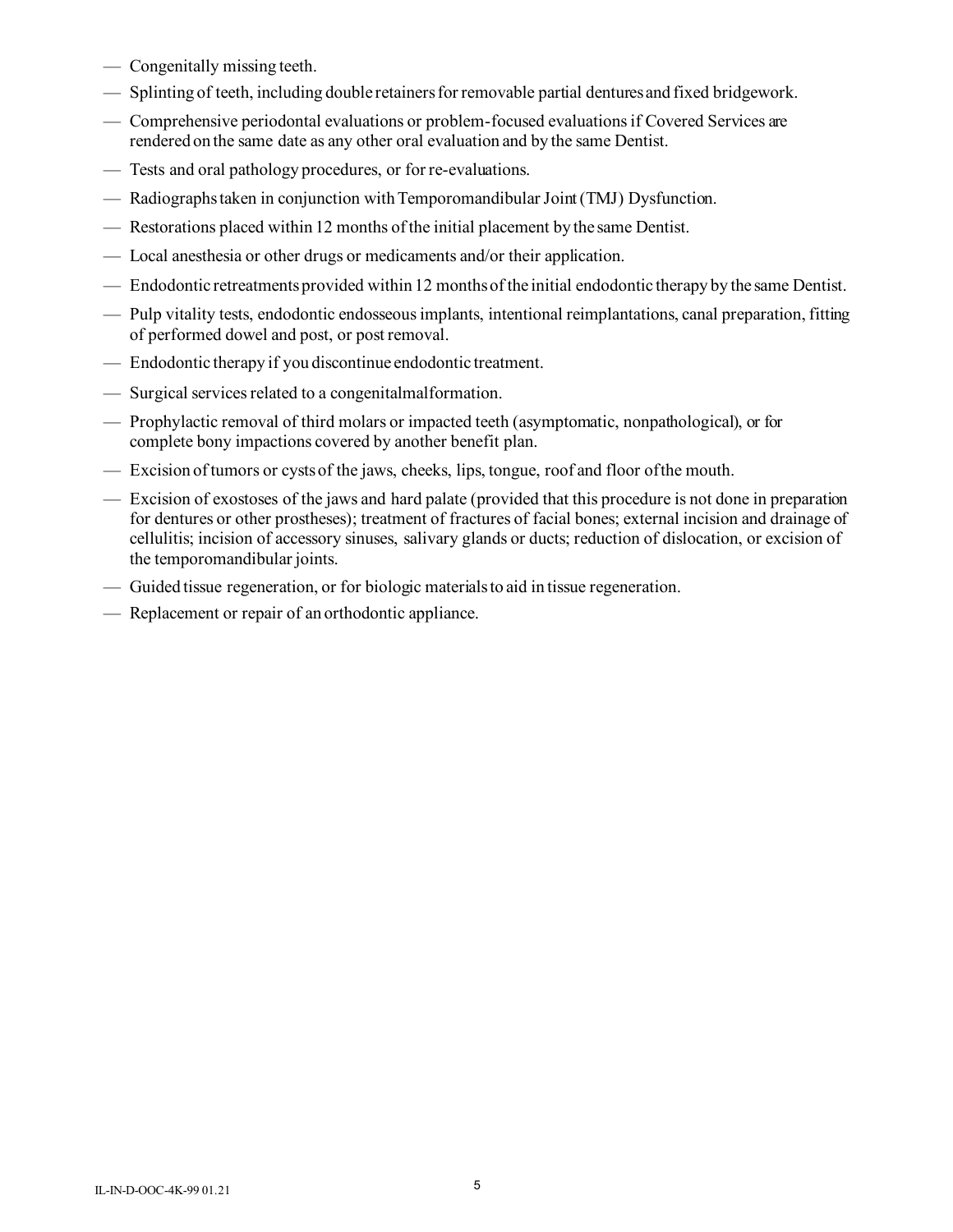- Congenitally missing teeth.
- Splinting of teeth, including double retainers for removable partial dentures and fixed bridgework.
- Comprehensive periodontal evaluations or problem-focused evaluations if Covered Services are rendered on the same date as any other oral evaluation and by the same Dentist.
- Tests and oral pathology procedures, or for re-evaluations.
- Radiographs taken in conjunction with Temporomandibular Joint (TMJ) Dysfunction.
- Restorations placed within 12 months of the initial placement by the same Dentist.
- Local anesthesia or other drugs or medicaments and/or their application.
- Endodontic retreatments provided within 12 months of the initial endodontic therapy by the same Dentist.
- Pulp vitality tests, endodontic endosseous implants, intentional reimplantations, canal preparation, fitting of performed dowel and post, or post removal.
- Endodontic therapy if you discontinue endodontic treatment.
- Surgical services related to a congenitalmalformation.
- Prophylactic removal of third molars or impacted teeth (asymptomatic, nonpathological), or for complete bony impactions covered by another benefit plan.
- Excision of tumors or cysts of the jaws, cheeks, lips, tongue, roof and floor of the mouth.
- Excision of exostoses of the jaws and hard palate (provided that this procedure is not done in preparation for dentures or other prostheses); treatment of fractures of facial bones; external incision and drainage of cellulitis; incision of accessory sinuses, salivary glands or ducts; reduction of dislocation, or excision of the temporomandibular joints.
- Guided tissue regeneration, or for biologic materials to aid in tissue regeneration.
- Replacement or repair of an orthodontic appliance.

IL-IN-D-OOC-4K-99 01.21